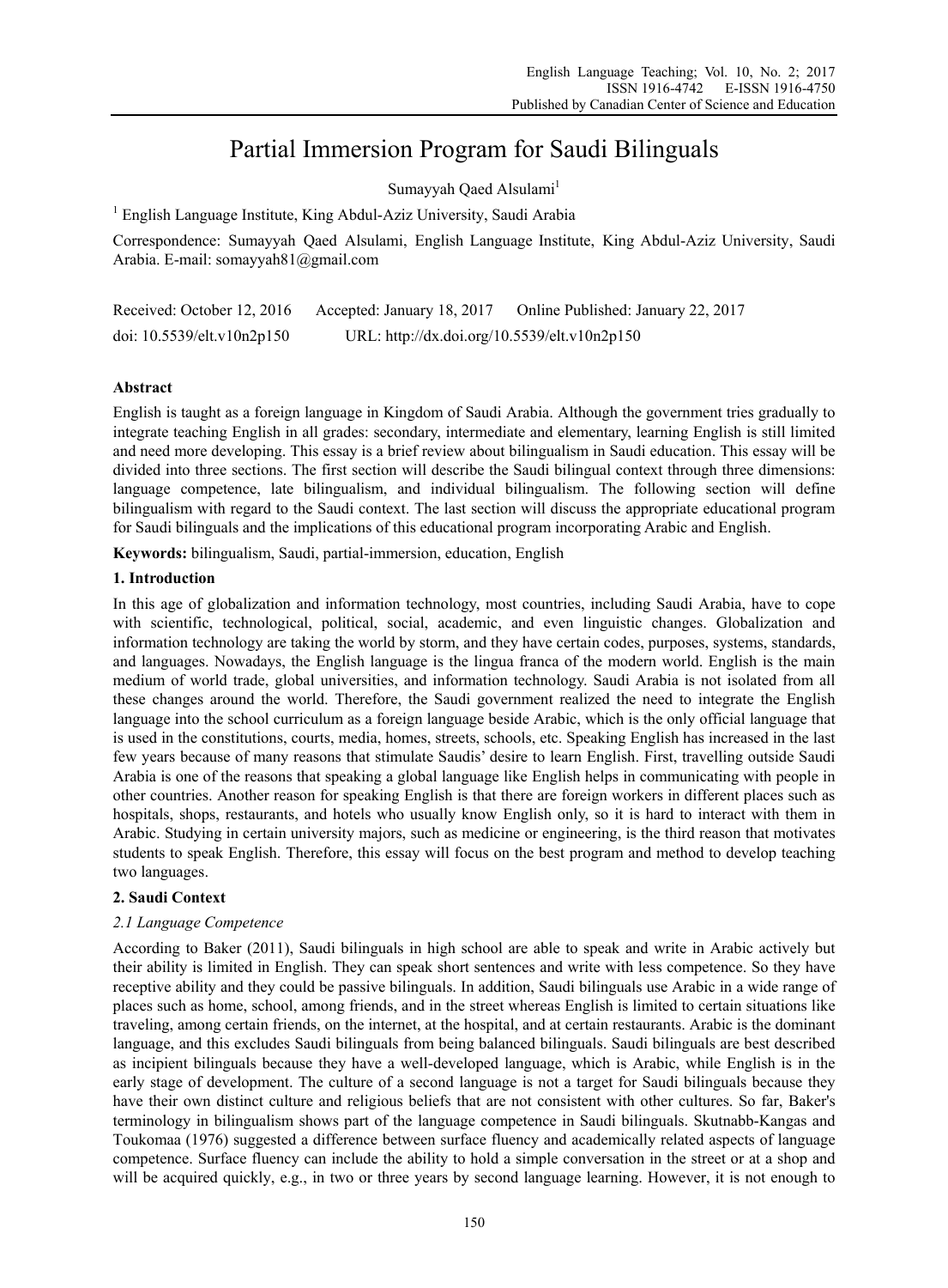# Partial Immersion Program for Saudi Bilinguals

Sumayyah Qaed Alsulami[1]

[1] English Language Institute, King Abdul-Aziz University, Saudi Arabia

Correspondence: Sumayyah Qaed Alsulami, English Language Institute, King Abdul-Aziz University, Saudi Arabia. E-mail: somayyah81@gmail.com

Received: October 12, 2016  Accepted: January 18, 2017  Online Published: January 22, 2017

doi: 10.5539/elt.v10n2p150  URL: http://dx.doi.org/10.5539/elt.v10n2p150

## Abstract

English is taught as a foreign language in Kingdom of Saudi Arabia. Although the government tries gradually to integrate teaching English in all grades: secondary, intermediate and elementary, learning English is still limited and need more developing. This essay is a brief review about bilingualism in Saudi education. This essay will be divided into three sections. The first section will describe the Saudi bilingual context through three dimensions: language competence, late bilingualism, and individual bilingualism. The following section will define bilingualism with regard to the Saudi context. The last section will discuss the appropriate educational program for Saudi bilinguals and the implications of this educational program incorporating Arabic and English.

**Keywords:** bilingualism, Saudi, partial-immersion, education, English

## 1. Introduction

In this age of globalization and information technology, most countries, including Saudi Arabia, have to cope with scientific, technological, political, social, academic, and even linguistic changes. Globalization and information technology are taking the world by storm, and they have certain codes, purposes, systems, standards, and languages. Nowadays, the English language is the lingua franca of the modern world. English is the main medium of world trade, global universities, and information technology. Saudi Arabia is not isolated from all these changes around the world. Therefore, the Saudi government realized the need to integrate the English language into the school curriculum as a foreign language beside Arabic, which is the only official language that is used in the constitutions, courts, media, homes, streets, schools, etc. Speaking English has increased in the last few years because of many reasons that stimulate Saudis' desire to learn English. First, travelling outside Saudi Arabia is one of the reasons that speaking a global language like English helps in communicating with people in other countries. Another reason for speaking English is that there are foreign workers in different places such as hospitals, shops, restaurants, and hotels who usually know English only, so it is hard to interact with them in Arabic. Studying in certain university majors, such as medicine or engineering, is the third reason that motivates students to speak English. Therefore, this essay will focus on the best program and method to develop teaching two languages.

## 2. Saudi Context

### *2.1 Language Competence*

According to Baker (2011), Saudi bilinguals in high school are able to speak and write in Arabic actively but their ability is limited in English. They can speak short sentences and write with less competence. So they have receptive ability and they could be passive bilinguals. In addition, Saudi bilinguals use Arabic in a wide range of places such as home, school, among friends, and in the street whereas English is limited to certain situations like traveling, among certain friends, on the internet, at the hospital, and at certain restaurants. Arabic is the dominant language, and this excludes Saudi bilinguals from being balanced bilinguals. Saudi bilinguals are best described as incipient bilinguals because they have a well-developed language, which is Arabic, while English is in the early stage of development. The culture of a second language is not a target for Saudi bilinguals because they have their own distinct culture and religious beliefs that are not consistent with other cultures. So far, Baker's terminology in bilingualism shows part of the language competence in Saudi bilinguals. Skutnabb-Kangas and Toukomaa (1976) suggested a difference between surface fluency and academically related aspects of language competence. Surface fluency can include the ability to hold a simple conversation in the street or at a shop and will be acquired quickly, e.g., in two or three years by second language learning. However, it is not enough to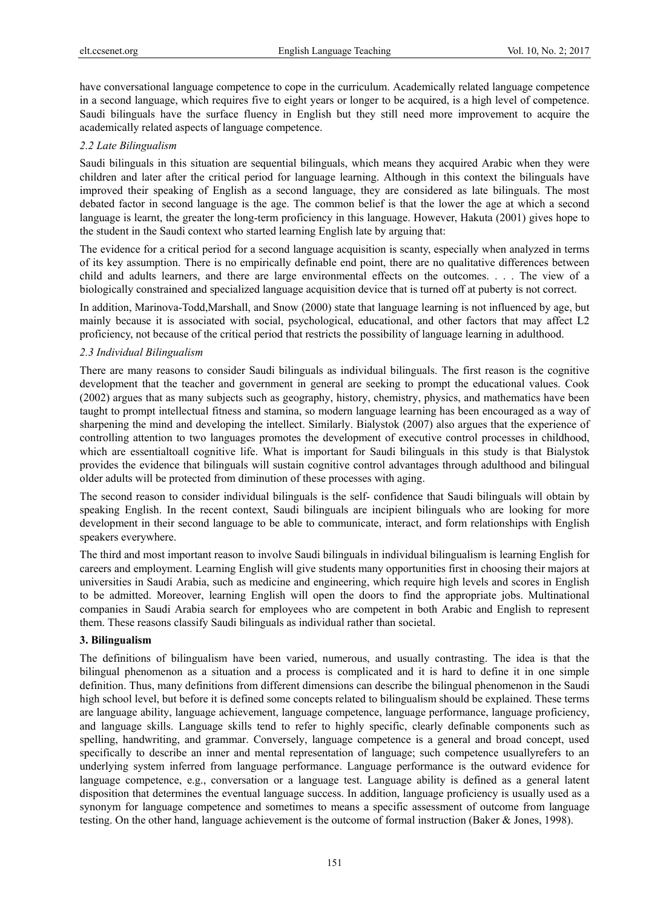have conversational language competence to cope in the curriculum. Academically related language competence in a second language, which requires five to eight years or longer to be acquired, is a high level of competence. Saudi bilinguals have the surface fluency in English but they still need more improvement to acquire the academically related aspects of language competence.

### *2.2 Late Bilingualism*

Saudi bilinguals in this situation are sequential bilinguals, which means they acquired Arabic when they were children and later after the critical period for language learning. Although in this context the bilinguals have improved their speaking of English as a second language, they are considered as late bilinguals. The most debated factor in second language is the age. The common belief is that the lower the age at which a second language is learnt, the greater the long-term proficiency in this language. However, Hakuta (2001) gives hope to the student in the Saudi context who started learning English late by arguing that:

The evidence for a critical period for a second language acquisition is scanty, especially when analyzed in terms of its key assumption. There is no empirically definable end point, there are no qualitative differences between child and adults learners, and there are large environmental effects on the outcomes. . . . The view of a biologically constrained and specialized language acquisition device that is turned off at puberty is not correct.

In addition, Marinova-Todd,Marshall, and Snow (2000) state that language learning is not influenced by age, but mainly because it is associated with social, psychological, educational, and other factors that may affect L2 proficiency, not because of the critical period that restricts the possibility of language learning in adulthood.

### *2.3 Individual Bilingualism*

There are many reasons to consider Saudi bilinguals as individual bilinguals. The first reason is the cognitive development that the teacher and government in general are seeking to prompt the educational values. Cook (2002) argues that as many subjects such as geography, history, chemistry, physics, and mathematics have been taught to prompt intellectual fitness and stamina, so modern language learning has been encouraged as a way of sharpening the mind and developing the intellect. Similarly. Bialystok (2007) also argues that the experience of controlling attention to two languages promotes the development of executive control processes in childhood, which are essentialtoall cognitive life. What is important for Saudi bilinguals in this study is that Bialystok provides the evidence that bilinguals will sustain cognitive control advantages through adulthood and bilingual older adults will be protected from diminution of these processes with aging.

The second reason to consider individual bilinguals is the self- confidence that Saudi bilinguals will obtain by speaking English. In the recent context, Saudi bilinguals are incipient bilinguals who are looking for more development in their second language to be able to communicate, interact, and form relationships with English speakers everywhere.

The third and most important reason to involve Saudi bilinguals in individual bilingualism is learning English for careers and employment. Learning English will give students many opportunities first in choosing their majors at universities in Saudi Arabia, such as medicine and engineering, which require high levels and scores in English to be admitted. Moreover, learning English will open the doors to find the appropriate jobs. Multinational companies in Saudi Arabia search for employees who are competent in both Arabic and English to represent them. These reasons classify Saudi bilinguals as individual rather than societal.

## **3. Bilingualism**

The definitions of bilingualism have been varied, numerous, and usually contrasting. The idea is that the bilingual phenomenon as a situation and a process is complicated and it is hard to define it in one simple definition. Thus, many definitions from different dimensions can describe the bilingual phenomenon in the Saudi high school level, but before it is defined some concepts related to bilingualism should be explained. These terms are language ability, language achievement, language competence, language performance, language proficiency, and language skills. Language skills tend to refer to highly specific, clearly definable components such as spelling, handwriting, and grammar. Conversely, language competence is a general and broad concept, used specifically to describe an inner and mental representation of language; such competence usuallyrefers to an underlying system inferred from language performance. Language performance is the outward evidence for language competence, e.g., conversation or a language test. Language ability is defined as a general latent disposition that determines the eventual language success. In addition, language proficiency is usually used as a synonym for language competence and sometimes to means a specific assessment of outcome from language testing. On the other hand, language achievement is the outcome of formal instruction (Baker & Jones, 1998).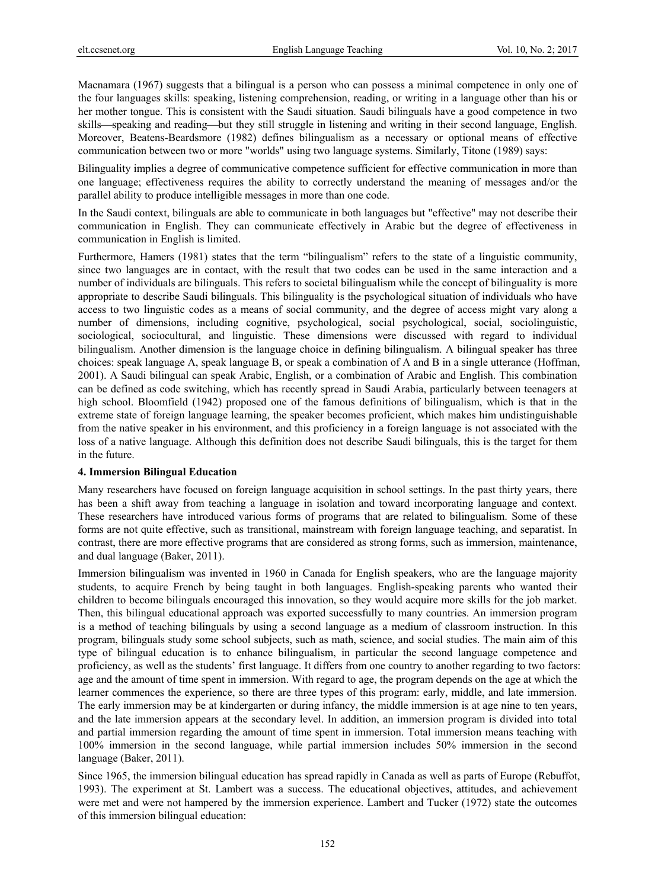Macnamara (1967) suggests that a bilingual is a person who can possess a minimal competence in only one of the four languages skills: speaking, listening comprehension, reading, or writing in a language other than his or her mother tongue. This is consistent with the Saudi situation. Saudi bilinguals have a good competence in two skills—speaking and reading—but they still struggle in listening and writing in their second language, English. Moreover, Beatens-Beardsmore (1982) defines bilingualism as a necessary or optional means of effective communication between two or more "worlds" using two language systems. Similarly, Titone (1989) says:

Bilinguality implies a degree of communicative competence sufficient for effective communication in more than one language; effectiveness requires the ability to correctly understand the meaning of messages and/or the parallel ability to produce intelligible messages in more than one code.

In the Saudi context, bilinguals are able to communicate in both languages but "effective" may not describe their communication in English. They can communicate effectively in Arabic but the degree of effectiveness in communication in English is limited.

Furthermore, Hamers (1981) states that the term "bilingualism" refers to the state of a linguistic community, since two languages are in contact, with the result that two codes can be used in the same interaction and a number of individuals are bilinguals. This refers to societal bilingualism while the concept of bilinguality is more appropriate to describe Saudi bilinguals. This bilinguality is the psychological situation of individuals who have access to two linguistic codes as a means of social community, and the degree of access might vary along a number of dimensions, including cognitive, psychological, social psychological, social, sociolinguistic, sociological, sociocultural, and linguistic. These dimensions were discussed with regard to individual bilingualism. Another dimension is the language choice in defining bilingualism. A bilingual speaker has three choices: speak language A, speak language B, or speak a combination of A and B in a single utterance (Hoffman, 2001). A Saudi bilingual can speak Arabic, English, or a combination of Arabic and English. This combination can be defined as code switching, which has recently spread in Saudi Arabia, particularly between teenagers at high school. Bloomfield (1942) proposed one of the famous definitions of bilingualism, which is that in the extreme state of foreign language learning, the speaker becomes proficient, which makes him undistinguishable from the native speaker in his environment, and this proficiency in a foreign language is not associated with the loss of a native language. Although this definition does not describe Saudi bilinguals, this is the target for them in the future.

### 4. Immersion Bilingual Education

Many researchers have focused on foreign language acquisition in school settings. In the past thirty years, there has been a shift away from teaching a language in isolation and toward incorporating language and context. These researchers have introduced various forms of programs that are related to bilingualism. Some of these forms are not quite effective, such as transitional, mainstream with foreign language teaching, and separatist. In contrast, there are more effective programs that are considered as strong forms, such as immersion, maintenance, and dual language (Baker, 2011).

Immersion bilingualism was invented in 1960 in Canada for English speakers, who are the language majority students, to acquire French by being taught in both languages. English-speaking parents who wanted their children to become bilinguals encouraged this innovation, so they would acquire more skills for the job market. Then, this bilingual educational approach was exported successfully to many countries. An immersion program is a method of teaching bilinguals by using a second language as a medium of classroom instruction. In this program, bilinguals study some school subjects, such as math, science, and social studies. The main aim of this type of bilingual education is to enhance bilingualism, in particular the second language competence and proficiency, as well as the students' first language. It differs from one country to another regarding to two factors: age and the amount of time spent in immersion. With regard to age, the program depends on the age at which the learner commences the experience, so there are three types of this program: early, middle, and late immersion. The early immersion may be at kindergarten or during infancy, the middle immersion is at age nine to ten years, and the late immersion appears at the secondary level. In addition, an immersion program is divided into total and partial immersion regarding the amount of time spent in immersion. Total immersion means teaching with 100% immersion in the second language, while partial immersion includes 50% immersion in the second language (Baker, 2011).

Since 1965, the immersion bilingual education has spread rapidly in Canada as well as parts of Europe (Rebuffot, 1993). The experiment at St. Lambert was a success. The educational objectives, attitudes, and achievement were met and were not hampered by the immersion experience. Lambert and Tucker (1972) state the outcomes of this immersion bilingual education: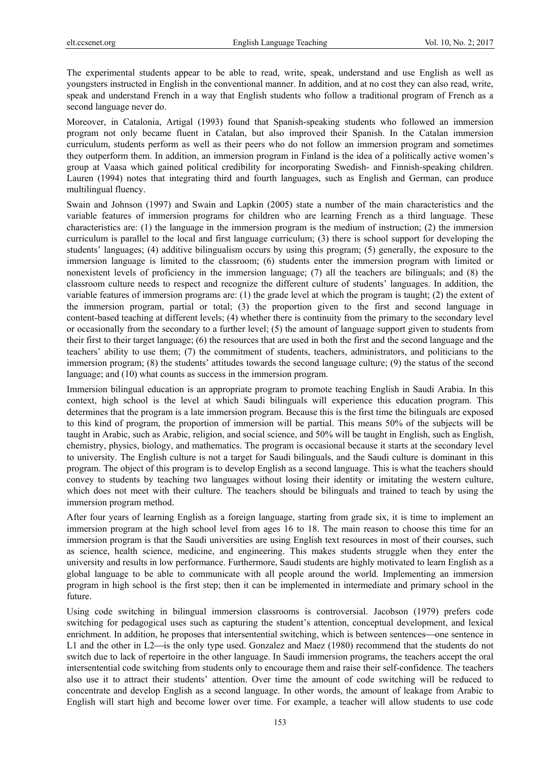The experimental students appear to be able to read, write, speak, understand and use English as well as youngsters instructed in English in the conventional manner. In addition, and at no cost they can also read, write, speak and understand French in a way that English students who follow a traditional program of French as a second language never do.

Moreover, in Catalonia, Artigal (1993) found that Spanish-speaking students who followed an immersion program not only became fluent in Catalan, but also improved their Spanish. In the Catalan immersion curriculum, students perform as well as their peers who do not follow an immersion program and sometimes they outperform them. In addition, an immersion program in Finland is the idea of a politically active women's group at Vaasa which gained political credibility for incorporating Swedish- and Finnish-speaking children. Lauren (1994) notes that integrating third and fourth languages, such as English and German, can produce multilingual fluency.

Swain and Johnson (1997) and Swain and Lapkin (2005) state a number of the main characteristics and the variable features of immersion programs for children who are learning French as a third language. These characteristics are: (1) the language in the immersion program is the medium of instruction; (2) the immersion curriculum is parallel to the local and first language curriculum; (3) there is school support for developing the students' languages; (4) additive bilingualism occurs by using this program; (5) generally, the exposure to the immersion language is limited to the classroom; (6) students enter the immersion program with limited or nonexistent levels of proficiency in the immersion language; (7) all the teachers are bilinguals; and (8) the classroom culture needs to respect and recognize the different culture of students' languages. In addition, the variable features of immersion programs are: (1) the grade level at which the program is taught; (2) the extent of the immersion program, partial or total; (3) the proportion given to the first and second language in content-based teaching at different levels; (4) whether there is continuity from the primary to the secondary level or occasionally from the secondary to a further level; (5) the amount of language support given to students from their first to their target language; (6) the resources that are used in both the first and the second language and the teachers' ability to use them; (7) the commitment of students, teachers, administrators, and politicians to the immersion program; (8) the students' attitudes towards the second language culture; (9) the status of the second language; and (10) what counts as success in the immersion program.

Immersion bilingual education is an appropriate program to promote teaching English in Saudi Arabia. In this context, high school is the level at which Saudi bilinguals will experience this education program. This determines that the program is a late immersion program. Because this is the first time the bilinguals are exposed to this kind of program, the proportion of immersion will be partial. This means 50% of the subjects will be taught in Arabic, such as Arabic, religion, and social science, and 50% will be taught in English, such as English, chemistry, physics, biology, and mathematics. The program is occasional because it starts at the secondary level to university. The English culture is not a target for Saudi bilinguals, and the Saudi culture is dominant in this program. The object of this program is to develop English as a second language. This is what the teachers should convey to students by teaching two languages without losing their identity or imitating the western culture, which does not meet with their culture. The teachers should be bilinguals and trained to teach by using the immersion program method.

After four years of learning English as a foreign language, starting from grade six, it is time to implement an immersion program at the high school level from ages 16 to 18. The main reason to choose this time for an immersion program is that the Saudi universities are using English text resources in most of their courses, such as science, health science, medicine, and engineering. This makes students struggle when they enter the university and results in low performance. Furthermore, Saudi students are highly motivated to learn English as a global language to be able to communicate with all people around the world. Implementing an immersion program in high school is the first step; then it can be implemented in intermediate and primary school in the future.

Using code switching in bilingual immersion classrooms is controversial. Jacobson (1979) prefers code switching for pedagogical uses such as capturing the student's attention, conceptual development, and lexical enrichment. In addition, he proposes that intersentential switching, which is between sentences—one sentence in L1 and the other in L2—is the only type used. Gonzalez and Maez (1980) recommend that the students do not switch due to lack of repertoire in the other language. In Saudi immersion programs, the teachers accept the oral intersentential code switching from students only to encourage them and raise their self-confidence. The teachers also use it to attract their students' attention. Over time the amount of code switching will be reduced to concentrate and develop English as a second language. In other words, the amount of leakage from Arabic to English will start high and become lower over time. For example, a teacher will allow students to use code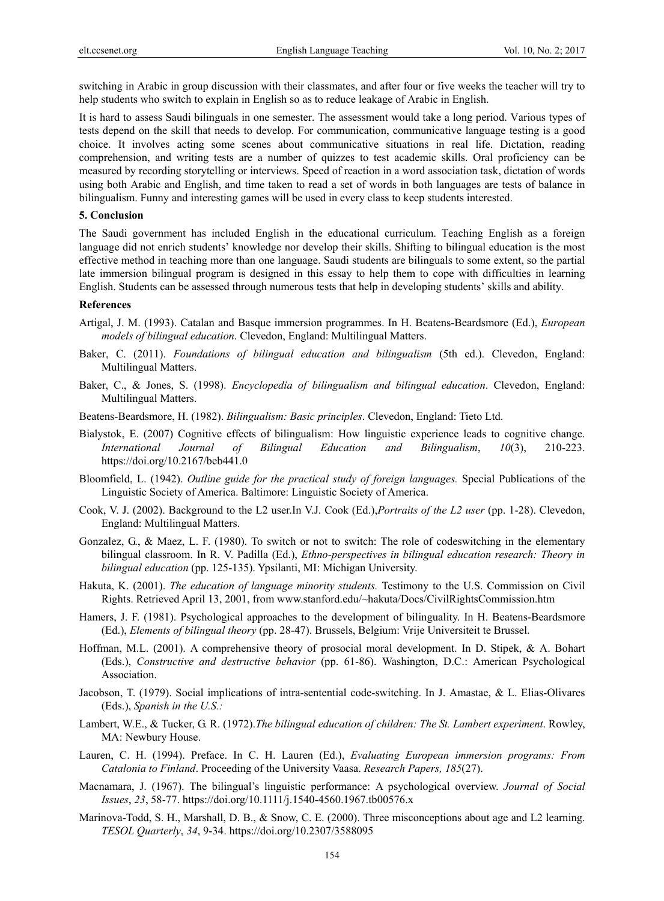switching in Arabic in group discussion with their classmates, and after four or five weeks the teacher will try to help students who switch to explain in English so as to reduce leakage of Arabic in English.

It is hard to assess Saudi bilinguals in one semester. The assessment would take a long period. Various types of tests depend on the skill that needs to develop. For communication, communicative language testing is a good choice. It involves acting some scenes about communicative situations in real life. Dictation, reading comprehension, and writing tests are a number of quizzes to test academic skills. Oral proficiency can be measured by recording storytelling or interviews. Speed of reaction in a word association task, dictation of words using both Arabic and English, and time taken to read a set of words in both languages are tests of balance in bilingualism. Funny and interesting games will be used in every class to keep students interested.

## 5. Conclusion

The Saudi government has included English in the educational curriculum. Teaching English as a foreign language did not enrich students' knowledge nor develop their skills. Shifting to bilingual education is the most effective method in teaching more than one language. Saudi students are bilinguals to some extent, so the partial late immersion bilingual program is designed in this essay to help them to cope with difficulties in learning English. Students can be assessed through numerous tests that help in developing students' skills and ability.

## References

Artigal, J. M. (1993). Catalan and Basque immersion programmes. In H. Beatens-Beardsmore (Ed.), *European models of bilingual education*. Clevedon, England: Multilingual Matters.

Baker, C. (2011). *Foundations of bilingual education and bilingualism* (5th ed.). Clevedon, England: Multilingual Matters.

Baker, C., & Jones, S. (1998). *Encyclopedia of bilingualism and bilingual education*. Clevedon, England: Multilingual Matters.

Beatens-Beardsmore, H. (1982). *Bilingualism: Basic principles*. Clevedon, England: Tieto Ltd.

Bialystok, E. (2007) Cognitive effects of bilingualism: How linguistic experience leads to cognitive change. *International Journal of Bilingual Education and Bilingualism*, *10*(3), 210-223. https://doi.org/10.2167/beb441.0

Bloomfield, L. (1942). *Outline guide for the practical study of foreign languages.* Special Publications of the Linguistic Society of America. Baltimore: Linguistic Society of America.

Cook, V. J. (2002). Background to the L2 user.In V.J. Cook (Ed.),*Portraits of the L2 user* (pp. 1-28). Clevedon, England: Multilingual Matters.

Gonzalez, G., & Maez, L. F. (1980). To switch or not to switch: The role of codeswitching in the elementary bilingual classroom. In R. V. Padilla (Ed.), *Ethno-perspectives in bilingual education research: Theory in bilingual education* (pp. 125-135). Ypsilanti, MI: Michigan University.

Hakuta, K. (2001). *The education of language minority students.* Testimony to the U.S. Commission on Civil Rights. Retrieved April 13, 2001, from www.stanford.edu/~hakuta/Docs/CivilRightsCommission.htm

Hamers, J. F. (1981). Psychological approaches to the development of bilinguality. In H. Beatens-Beardsmore (Ed.), *Elements of bilingual theory* (pp. 28-47). Brussels, Belgium: Vrije Universiteit te Brussel.

Hoffman, M.L. (2001). A comprehensive theory of prosocial moral development. In D. Stipek, & A. Bohart (Eds.), *Constructive and destructive behavior* (pp. 61-86). Washington, D.C.: American Psychological Association.

Jacobson, T. (1979). Social implications of intra-sentential code-switching. In J. Amastae, & L. Elias-Olivares (Eds.), *Spanish in the U.S.:*

Lambert, W.E., & Tucker, G. R. (1972).*The bilingual education of children: The St. Lambert experiment*. Rowley, MA: Newbury House.

Lauren, C. H. (1994). Preface. In C. H. Lauren (Ed.), *Evaluating European immersion programs: From Catalonia to Finland*. Proceeding of the University Vaasa. *Research Papers, 185*(27).

Macnamara, J. (1967). The bilingual's linguistic performance: A psychological overview. *Journal of Social Issues*, *23*, 58-77. https://doi.org/10.1111/j.1540-4560.1967.tb00576.x

Marinova-Todd, S. H., Marshall, D. B., & Snow, C. E. (2000). Three misconceptions about age and L2 learning. *TESOL Quarterly*, *34*, 9-34. https://doi.org/10.2307/3588095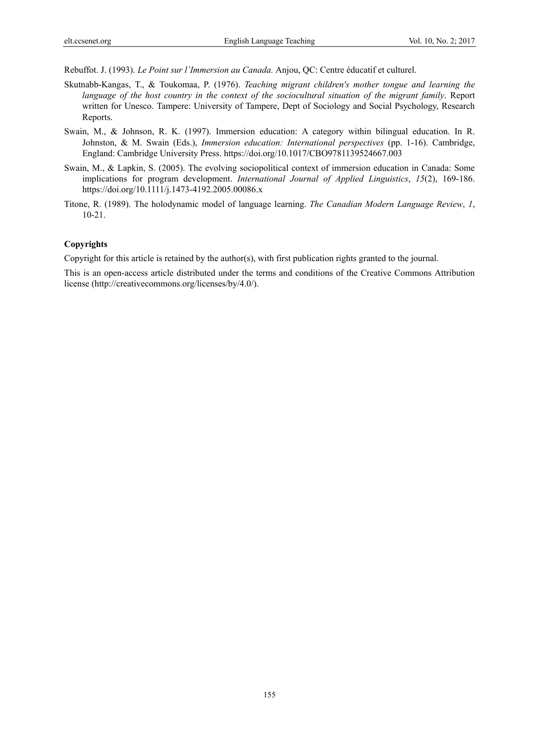Rebuffot. J. (1993). *Le Point sur l'Immersion au Canada.* Anjou, QC: Centre éducatif et culturel.

Skutnabb-Kangas, T., & Toukomaa, P. (1976). *Teaching migrant children's mother tongue and learning the language of the host country in the context of the sociocultural situation of the migrant family*. Report written for Unesco. Tampere: University of Tampere, Dept of Sociology and Social Psychology, Research Reports.

Swain, M., & Johnson, R. K. (1997). Immersion education: A category within bilingual education. In R. Johnston, & M. Swain (Eds.), *Immersion education: International perspectives* (pp. 1-16). Cambridge, England: Cambridge University Press. https://doi.org/10.1017/CBO9781139524667.003

Swain, M., & Lapkin, S. (2005). The evolving sociopolitical context of immersion education in Canada: Some implications for program development. *International Journal of Applied Linguistics*, *15*(2), 169-186. https://doi.org/10.1111/j.1473-4192.2005.00086.x

Titone, R. (1989). The holodynamic model of language learning. *The Canadian Modern Language Review*, *1*, 10-21.

**Copyrights**

Copyright for this article is retained by the author(s), with first publication rights granted to the journal.

This is an open-access article distributed under the terms and conditions of the Creative Commons Attribution license (http://creativecommons.org/licenses/by/4.0/).